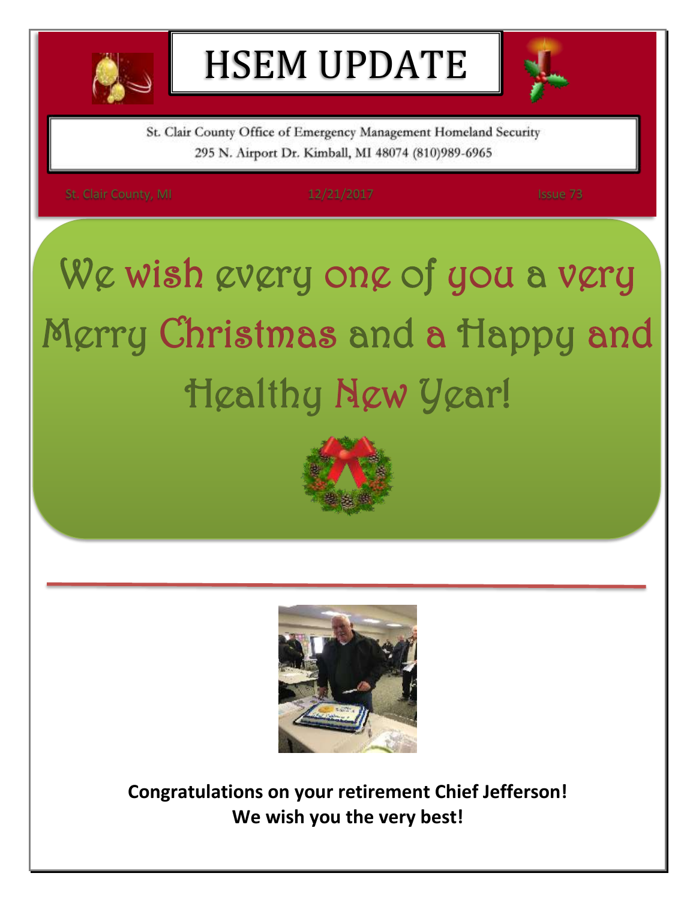# HSEM UPDATE

St. Clair County Office of Emergency Management Homeland Security
295 N. Airport Dr. Kimball, MI 48074 (810)989-6965

St. Clair County, MI — 12/21/2017 — Issue 73

## We wish every one of you a very Merry Christmas and a Happy and Healthy New Year!

---

**Congratulations on your retirement Chief Jefferson!**
**We wish you the very best!**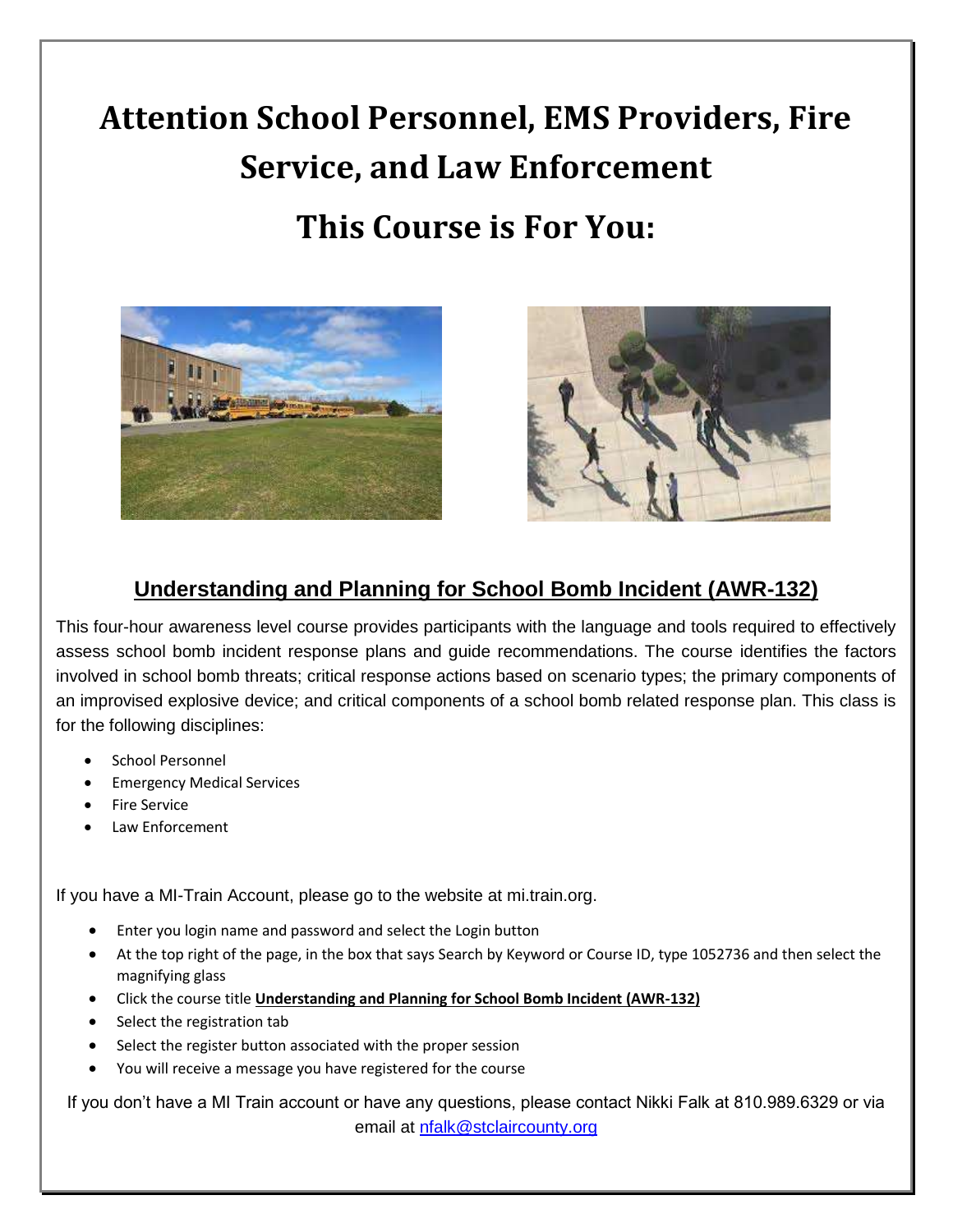# Attention School Personnel, EMS Providers, Fire Service, and Law Enforcement

# This Course is For You:

## Understanding and Planning for School Bomb Incident (AWR-132)

This four-hour awareness level course provides participants with the language and tools required to effectively assess school bomb incident response plans and guide recommendations. The course identifies the factors involved in school bomb threats; critical response actions based on scenario types; the primary components of an improvised explosive device; and critical components of a school bomb related response plan. This class is for the following disciplines:

- School Personnel
- Emergency Medical Services
- Fire Service
- Law Enforcement

If you have a MI-Train Account, please go to the website at mi.train.org.

- Enter you login name and password and select the Login button
- At the top right of the page, in the box that says Search by Keyword or Course ID, type 1052736 and then select the magnifying glass
- Click the course title **Understanding and Planning for School Bomb Incident (AWR-132)**
- Select the registration tab
- Select the register button associated with the proper session
- You will receive a message you have registered for the course

If you don't have a MI Train account or have any questions, please contact Nikki Falk at 810.989.6329 or via email at nfalk@stclaircounty.org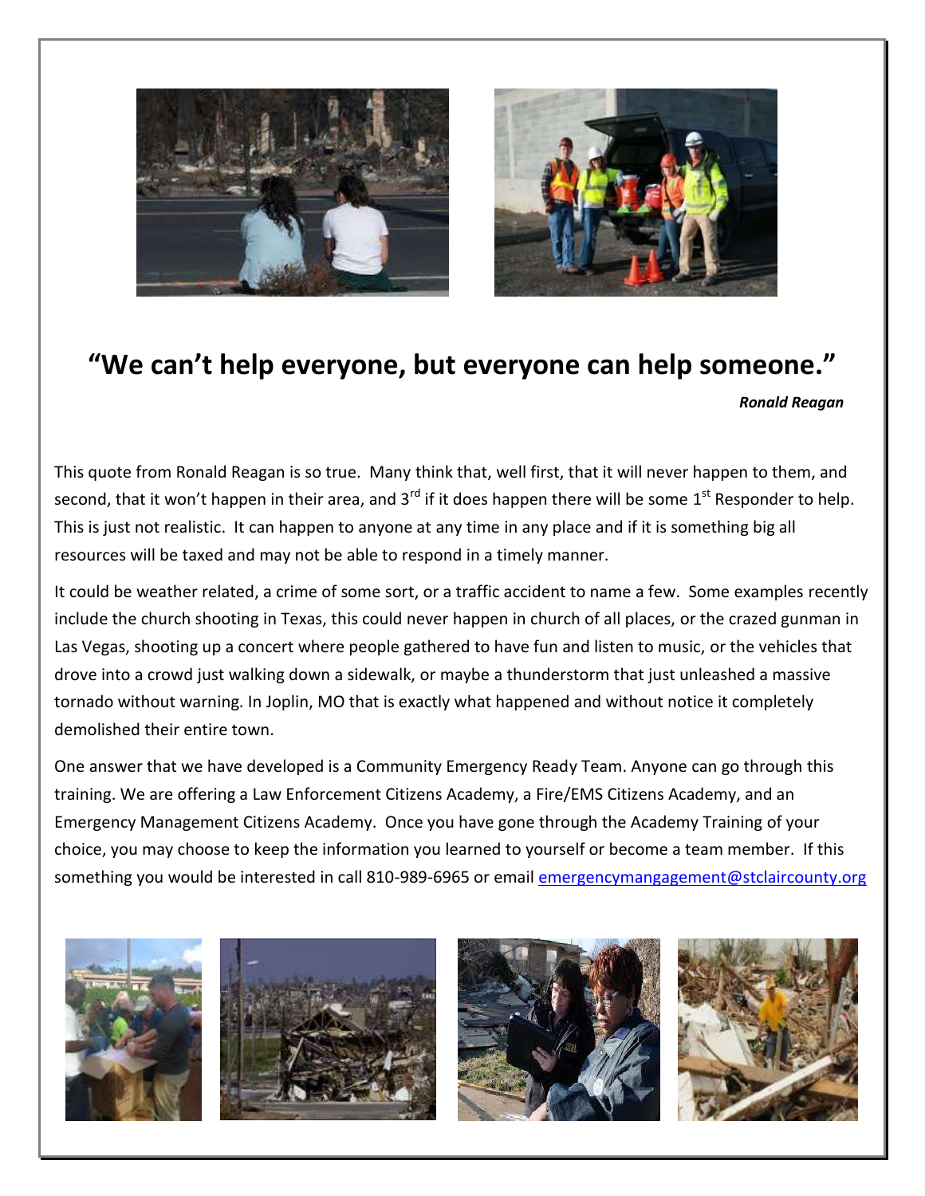## "We can't help everyone, but everyone can help someone."

***Ronald Reagan***

This quote from Ronald Reagan is so true. Many think that, well first, that it will never happen to them, and second, that it won't happen in their area, and 3rd if it does happen there will be some 1st Responder to help. This is just not realistic. It can happen to anyone at any time in any place and if it is something big all resources will be taxed and may not be able to respond in a timely manner.

It could be weather related, a crime of some sort, or a traffic accident to name a few. Some examples recently include the church shooting in Texas, this could never happen in church of all places, or the crazed gunman in Las Vegas, shooting up a concert where people gathered to have fun and listen to music, or the vehicles that drove into a crowd just walking down a sidewalk, or maybe a thunderstorm that just unleashed a massive tornado without warning. In Joplin, MO that is exactly what happened and without notice it completely demolished their entire town.

One answer that we have developed is a Community Emergency Ready Team. Anyone can go through this training. We are offering a Law Enforcement Citizens Academy, a Fire/EMS Citizens Academy, and an Emergency Management Citizens Academy. Once you have gone through the Academy Training of your choice, you may choose to keep the information you learned to yourself or become a team member. If this something you would be interested in call 810-989-6965 or email emergencymangagement@stclaircounty.org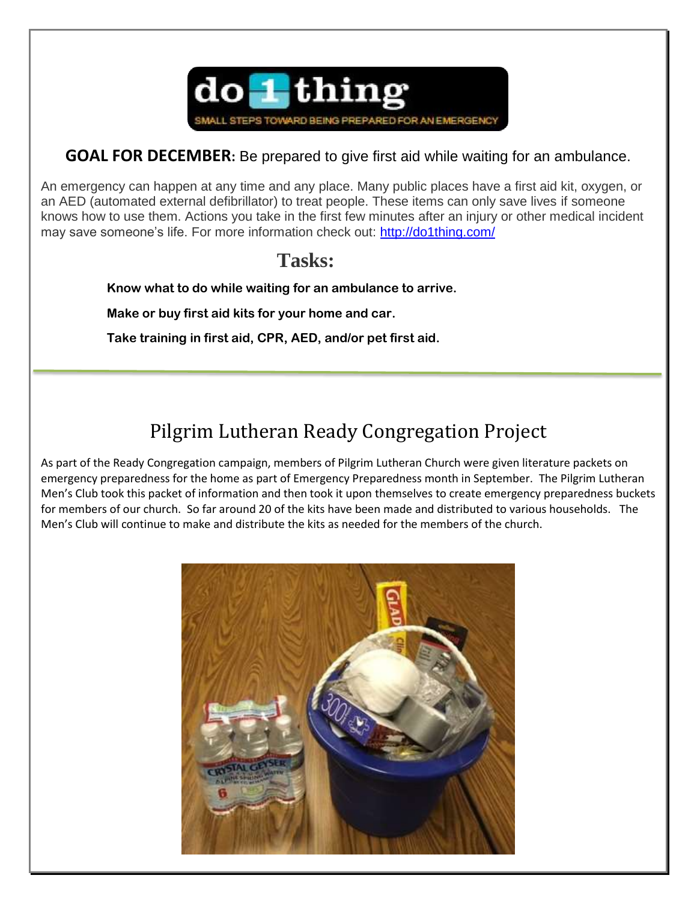**GOAL FOR DECEMBER:** Be prepared to give first aid while waiting for an ambulance.

An emergency can happen at any time and any place. Many public places have a first aid kit, oxygen, or an AED (automated external defibrillator) to treat people. These items can only save lives if someone knows how to use them. Actions you take in the first few minutes after an injury or other medical incident may save someone's life. For more information check out: [http://do1thing.com/](http://do1thing.com/)

## Tasks:

**Know what to do while waiting for an ambulance to arrive.**

**Make or buy first aid kits for your home and car.**

**Take training in first aid, CPR, AED, and/or pet first aid.**

---

## Pilgrim Lutheran Ready Congregation Project

As part of the Ready Congregation campaign, members of Pilgrim Lutheran Church were given literature packets on emergency preparedness for the home as part of Emergency Preparedness month in September. The Pilgrim Lutheran Men's Club took this packet of information and then took it upon themselves to create emergency preparedness buckets for members of our church. So far around 20 of the kits have been made and distributed to various households. The Men's Club will continue to make and distribute the kits as needed for the members of the church.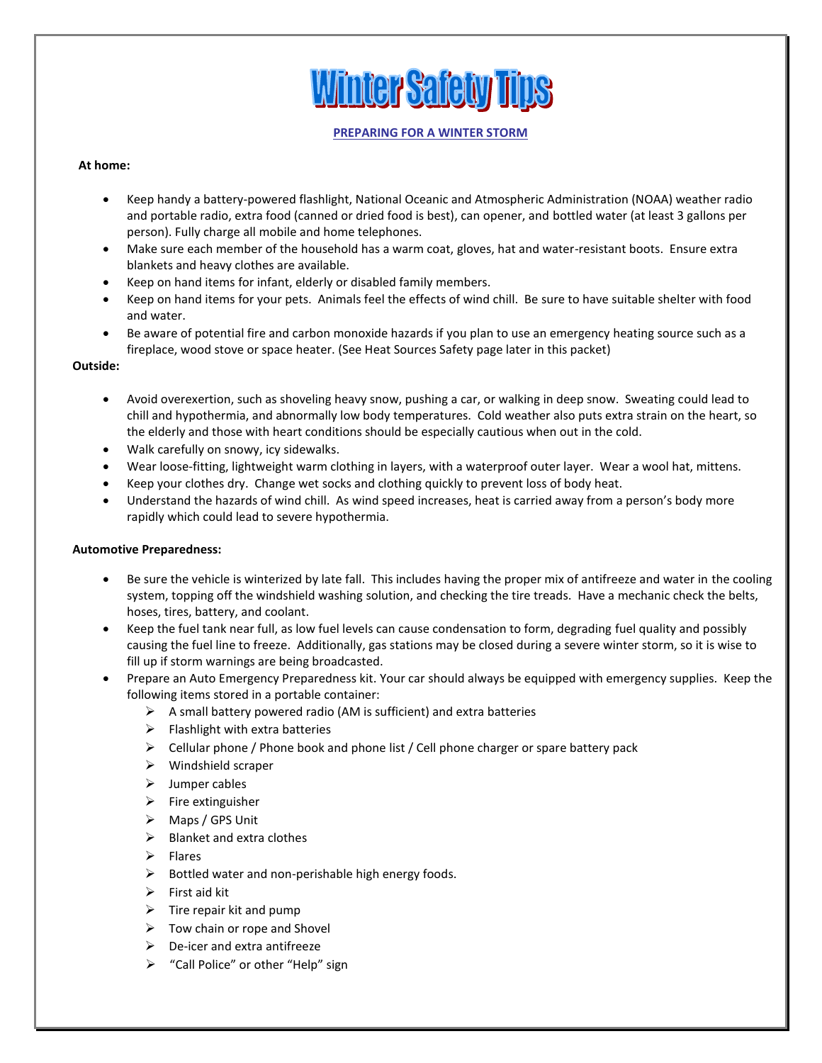# Winter Safety Tips

## PREPARING FOR A WINTER STORM

**At home:**

- Keep handy a battery-powered flashlight, National Oceanic and Atmospheric Administration (NOAA) weather radio and portable radio, extra food (canned or dried food is best), can opener, and bottled water (at least 3 gallons per person). Fully charge all mobile and home telephones.
- Make sure each member of the household has a warm coat, gloves, hat and water-resistant boots. Ensure extra blankets and heavy clothes are available.
- Keep on hand items for infant, elderly or disabled family members.
- Keep on hand items for your pets. Animals feel the effects of wind chill. Be sure to have suitable shelter with food and water.
- Be aware of potential fire and carbon monoxide hazards if you plan to use an emergency heating source such as a fireplace, wood stove or space heater. (See Heat Sources Safety page later in this packet)

**Outside:**

- Avoid overexertion, such as shoveling heavy snow, pushing a car, or walking in deep snow. Sweating could lead to chill and hypothermia, and abnormally low body temperatures. Cold weather also puts extra strain on the heart, so the elderly and those with heart conditions should be especially cautious when out in the cold.
- Walk carefully on snowy, icy sidewalks.
- Wear loose-fitting, lightweight warm clothing in layers, with a waterproof outer layer. Wear a wool hat, mittens.
- Keep your clothes dry. Change wet socks and clothing quickly to prevent loss of body heat.
- Understand the hazards of wind chill. As wind speed increases, heat is carried away from a person's body more rapidly which could lead to severe hypothermia.

**Automotive Preparedness:**

- Be sure the vehicle is winterized by late fall. This includes having the proper mix of antifreeze and water in the cooling system, topping off the windshield washing solution, and checking the tire treads. Have a mechanic check the belts, hoses, tires, battery, and coolant.
- Keep the fuel tank near full, as low fuel levels can cause condensation to form, degrading fuel quality and possibly causing the fuel line to freeze. Additionally, gas stations may be closed during a severe winter storm, so it is wise to fill up if storm warnings are being broadcasted.
- Prepare an Auto Emergency Preparedness kit. Your car should always be equipped with emergency supplies. Keep the following items stored in a portable container:
  - A small battery powered radio (AM is sufficient) and extra batteries
  - Flashlight with extra batteries
  - Cellular phone / Phone book and phone list / Cell phone charger or spare battery pack
  - Windshield scraper
  - Jumper cables
  - Fire extinguisher
  - Maps / GPS Unit
  - Blanket and extra clothes
  - Flares
  - Bottled water and non-perishable high energy foods.
  - First aid kit
  - Tire repair kit and pump
  - Tow chain or rope and Shovel
  - De-icer and extra antifreeze
  - "Call Police" or other "Help" sign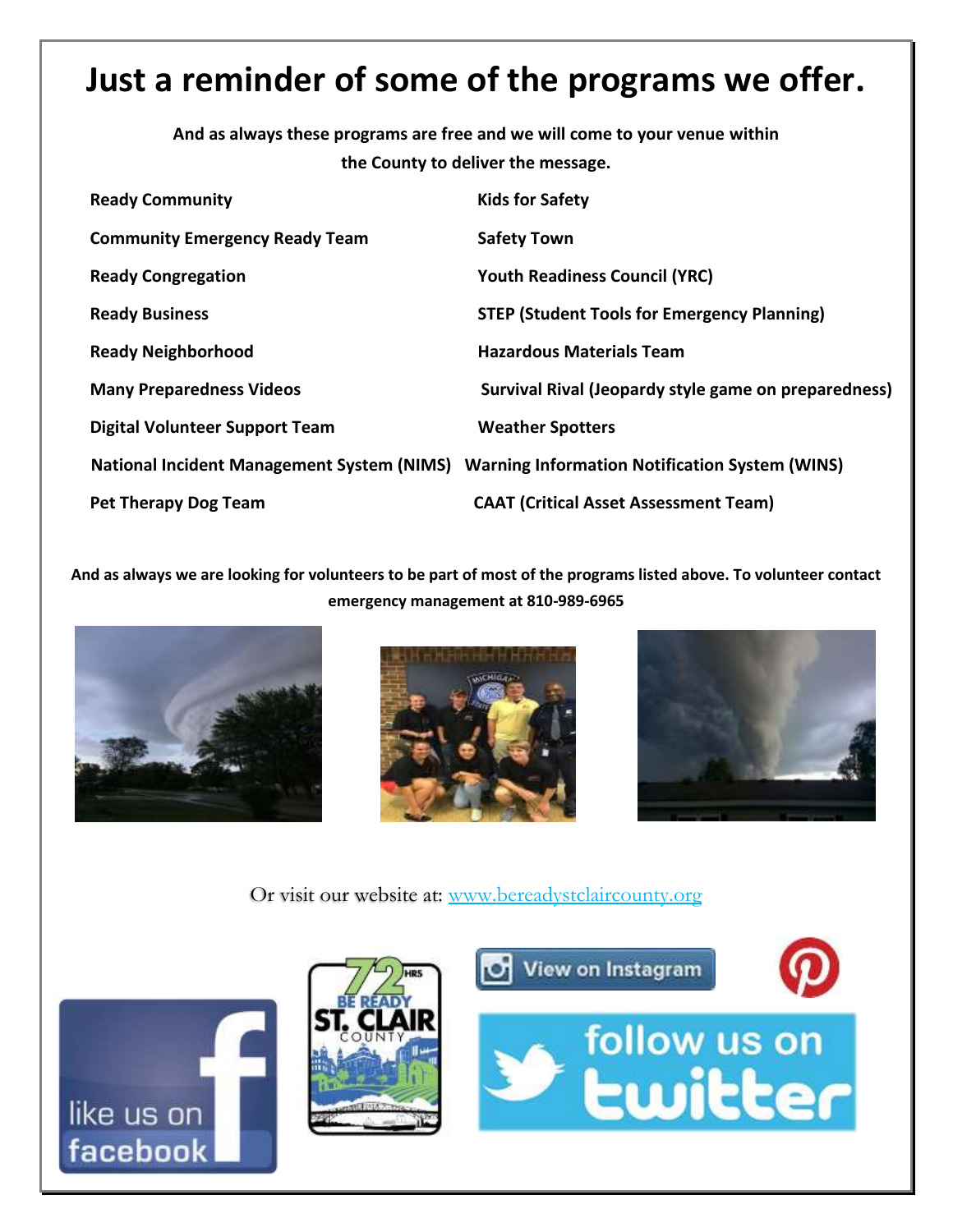# Just a reminder of some of the programs we offer.

**And as always these programs are free and we will come to your venue within the County to deliver the message.**

- **Ready Community**
- **Community Emergency Ready Team**
- **Ready Congregation**
- **Ready Business**
- **Ready Neighborhood**
- **Many Preparedness Videos**
- **Digital Volunteer Support Team**
- **National Incident Management System (NIMS)**
- **Pet Therapy Dog Team**
- **Kids for Safety**
- **Safety Town**
- **Youth Readiness Council (YRC)**
- **STEP (Student Tools for Emergency Planning)**
- **Hazardous Materials Team**
- **Survival Rival (Jeopardy style game on preparedness)**
- **Weather Spotters**
- **Warning Information Notification System (WINS)**
- **CAAT (Critical Asset Assessment Team)**

**And as always we are looking for volunteers to be part of most of the programs listed above. To volunteer contact emergency management at 810-989-6965**

Or visit our website at: www.bereadystclaircounty.org